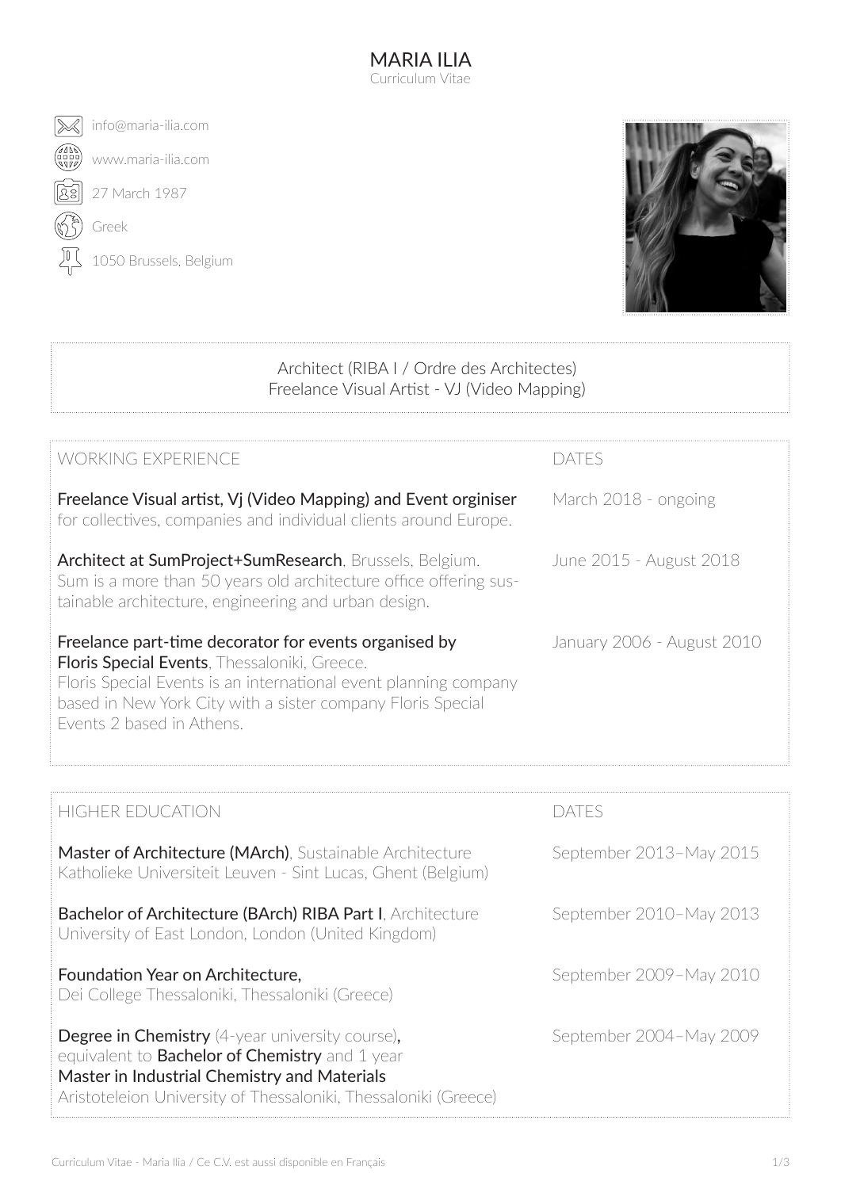# MARIA ILIA

Curriculum Vitae

info@maria-ilia.com

www.maria-ilia.com

27 March 1987

Greek

1050 Brussels, Belgium

Architect (RIBA I / Ordre des Architectes)
Freelance Visual Artist - VJ (Video Mapping)

## WORKING EXPERIENCE

| WORKING EXPERIENCE | DATES |
|---|---|
| **Freelance Visual artist, Vj (Video Mapping) and Event orginiser** for collectives, companies and individual clients around Europe. | March 2018 - ongoing |
| **Architect at SumProject+SumResearch**, Brussels, Belgium. Sum is a more than 50 years old architecture office offering sustainable architecture, engineering and urban design. | June 2015 - August 2018 |
| **Freelance part-time decorator for events organised by Floris Special Events**, Thessaloniki, Greece. Floris Special Events is an international event planning company based in New York City with a sister company Floris Special Events 2 based in Athens. | January 2006 - August 2010 |

## HIGHER EDUCATION

| HIGHER EDUCATION | DATES |
|---|---|
| **Master of Architecture (MArch)**, Sustainable Architecture Katholieke Universiteit Leuven - Sint Lucas, Ghent (Belgium) | September 2013–May 2015 |
| **Bachelor of Architecture (BArch) RIBA Part I**, Architecture University of East London, London (United Kingdom) | September 2010–May 2013 |
| **Foundation Year on Architecture,** Dei College Thessaloniki, Thessaloniki (Greece) | September 2009–May 2010 |
| **Degree in Chemistry** (4-year university course)**,** equivalent to **Bachelor of Chemistry** and 1 year **Master in Industrial Chemistry and Materials** Aristoteleion University of Thessaloniki, Thessaloniki (Greece) | September 2004–May 2009 |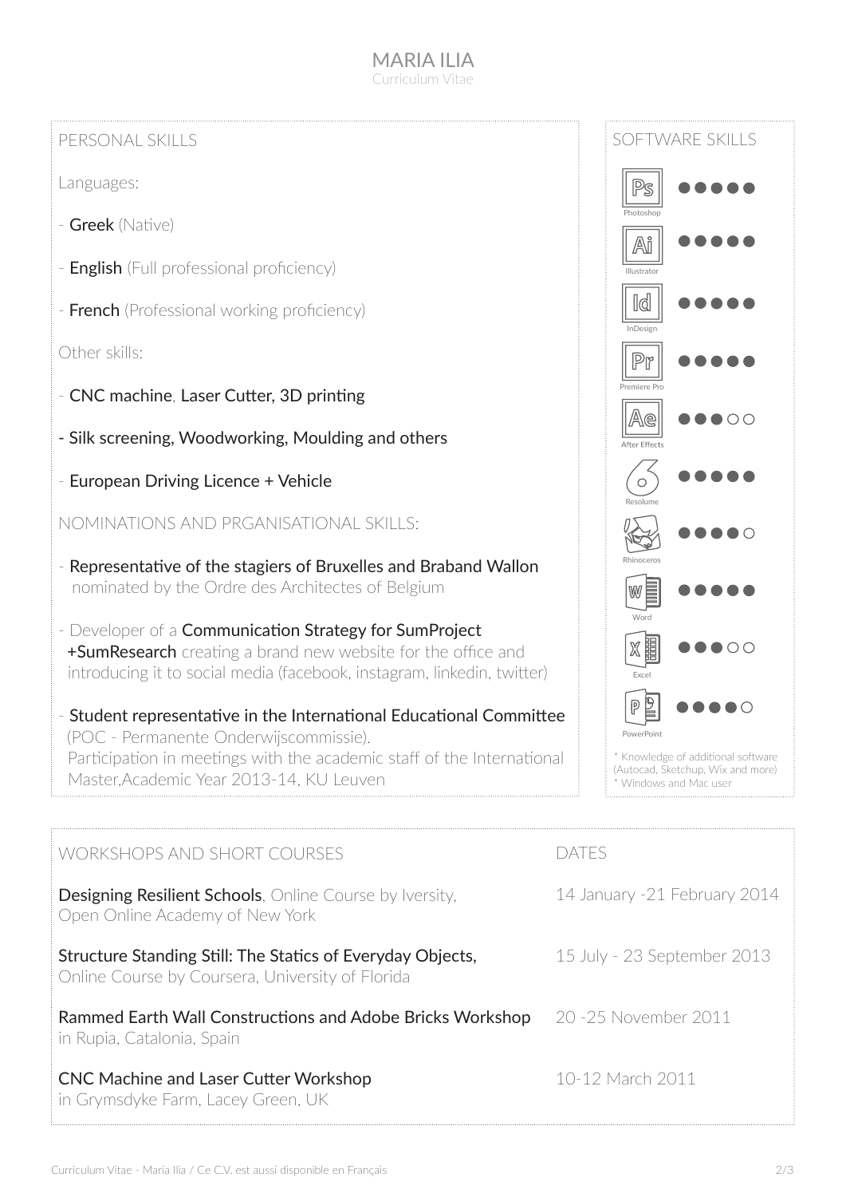# MARIA ILIA

Curriculum Vitae

## PERSONAL SKILLS

Languages:

- **Greek** (Native)
- **English** (Full professional proficiency)
- **French** (Professional working proficiency)

Other skills:

- **CNC machine**, **Laser Cutter, 3D printing**
- **Silk screening, Woodworking, Moulding and others**
- **European Driving Licence + Vehicle**

## NOMINATIONS AND PRGANISATIONAL SKILLS:

- **Representative of the stagiers of Bruxelles and Braband Wallon** nominated by the Ordre des Architectes of Belgium
- Developer of a **Communication Strategy for SumProject +SumResearch** creating a brand new website for the office and introducing it to social media (facebook, instagram, linkedin, twitter)
- **Student representative in the International Educational Committee** (POC - Permanente Onderwijscommissie). Participation in meetings with the academic staff of the International Master,Academic Year 2013-14, KU Leuven

## SOFTWARE SKILLS

| Software | Level |
|---|---|
| Photoshop | ●●●●● |
| Illustrator | ●●●●● |
| InDesign | ●●●●● |
| Premiere Pro | ●●●●● |
| After Effects | ●●●○○ |
| Resolume | ●●●●● |
| Rhinoceros | ●●●●○ |
| Word | ●●●●● |
| Excel | ●●●○○ |
| PowerPoint | ●●●●○ |

* Knowledge of additional software (Autocad, Sketchup, Wix and more)
* Windows and Mac user

## WORKSHOPS AND SHORT COURSES

| WORKSHOPS AND SHORT COURSES | DATES |
|---|---|
| **Designing Resilient Schools**, Online Course by Iversity, Open Online Academy of New York | 14 January -21 February 2014 |
| **Structure Standing Still: The Statics of Everyday Objects,** Online Course by Coursera, University of Florida | 15 July - 23 September 2013 |
| **Rammed Earth Wall Constructions and Adobe Bricks Workshop** in Rupia, Catalonia, Spain | 20 -25 November 2011 |
| **CNC Machine and Laser Cutter Workshop** in Grymsdyke Farm, Lacey Green, UK | 10-12 March 2011 |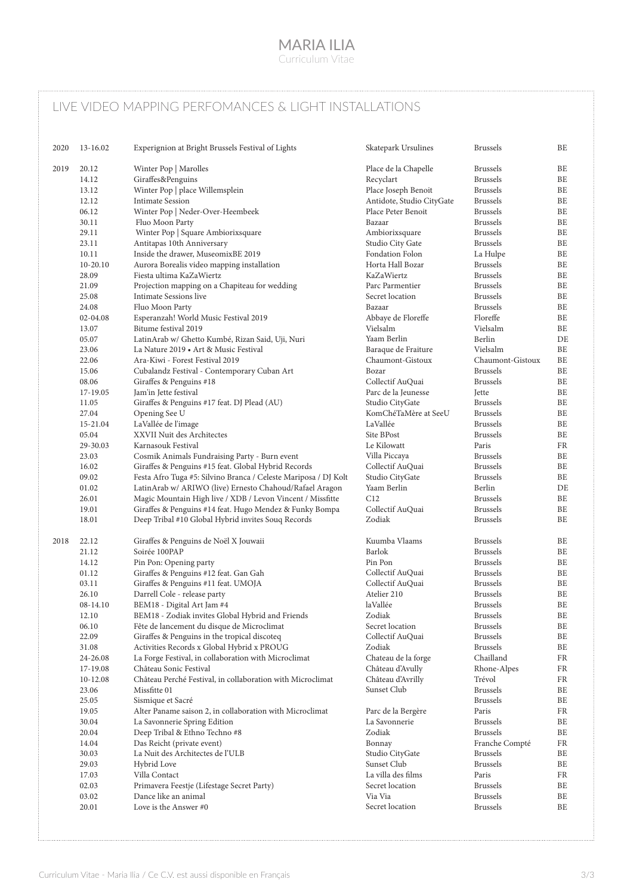# MARIA ILIA
Curriculum Vitae

## LIVE VIDEO MAPPING PERFOMANCES & LIGHT INSTALLATIONS

| | | | | | |
|---|---|---|---|---|---|
| 2020 | 13-16.02 | Experignion at Bright Brussels Festival of Lights | Skatepark Ursulines | Brussels | BE |
| 2019 | 20.12 | Winter Pop \| Marolles | Place de la Chapelle | Brussels | BE |
| | 14.12 | Giraffes&Penguins | Recyclart | Brussels | BE |
| | 13.12 | Winter Pop \| place Willemsplein | Place Joseph Benoit | Brussels | BE |
| | 12.12 | Intimate Session | Antidote, Studio CityGate | Brussels | BE |
| | 06.12 | Winter Pop \| Neder-Over-Heembeek | Place Peter Benoit | Brussels | BE |
| | 30.11 | Fluo Moon Party | Bazaar | Brussels | BE |
| | 29.11 | Winter Pop \| Square Ambiorixsquare | Ambiorixsquare | Brussels | BE |
| | 23.11 | Antitapas 10th Anniversary | Studio City Gate | Brussels | BE |
| | 10.11 | Inside the drawer, MuseomixBE 2019 | Fondation Folon | La Hulpe | BE |
| | 10-20.10 | Aurora Borealis video mapping installation | Horta Hall Bozar | Brussels | BE |
| | 28.09 | Fiesta ultima KaZaWiertz | KaZaWiertz | Brussels | BE |
| | 21.09 | Projection mapping on a Chapiteau for wedding | Parc Parmentier | Brussels | BE |
| | 25.08 | Intimate Sessions live | Secret location | Brussels | BE |
| | 24.08 | Fluo Moon Party | Bazaar | Brussels | BE |
| | 02-04.08 | Esperanzah! World Music Festival 2019 | Abbaye de Floreffe | Floreffe | BE |
| | 13.07 | Bitume festival 2019 | Vielsalm | Vielsalm | BE |
| | 05.07 | LatinArab w/ Ghetto Kumbé, Rizan Said, Uji, Nuri | Yaam Berlin | Berlin | DE |
| | 23.06 | La Nature 2019 • Art & Music Festival | Baraque de Fraiture | Vielsalm | BE |
| | 22.06 | Ara-Kiwi - Forest Festival 2019 | Chaumont-Gistoux | Chaumont-Gistoux | BE |
| | 15.06 | Cubalandz Festival - Contemporary Cuban Art | Bozar | Brussels | BE |
| | 08.06 | Giraffes & Penguins #18 | Collectif AuQuai | Brussels | BE |
| | 17-19.05 | Jam'in Jette festival | Parc de la Jeunesse | Jette | BE |
| | 11.05 | Giraffes & Penguins #17 feat. DJ Plead (AU) | Studio CityGate | Brussels | BE |
| | 27.04 | Opening See U | KomChéTaMère at SeeU | Brussels | BE |
| | 15-21.04 | LaVallée de l'image | LaVallée | Brussels | BE |
| | 05.04 | XXVII Nuit des Architectes | Site BPost | Brussels | BE |
| | 29-30.03 | Karnasouk Festival | Le Kilowatt | Paris | FR |
| | 23.03 | Cosmik Animals Fundraising Party - Burn event | Villa Piccaya | Brussels | BE |
| | 16.02 | Giraffes & Penguins #15 feat. Global Hybrid Records | Collectif AuQuai | Brussels | BE |
| | 09.02 | Festa Afro Tuga #5: Silvino Branca / Celeste Mariposa / DJ Kolt | Studio CityGate | Brussels | BE |
| | 01.02 | LatinArab w/ ARIWO (live) Ernesto Chahoud/Rafael Aragon | Yaam Berlin | Berlin | DE |
| | 26.01 | Magic Mountain High live / XDB / Levon Vincent / Missfitte | C12 | Brussels | BE |
| | 19.01 | Giraffes & Penguins #14 feat. Hugo Mendez & Funky Bompa | Collectif AuQuai | Brussels | BE |
| | 18.01 | Deep Tribal #10 Global Hybrid invites Souq Records | Zodiak | Brussels | BE |
| 2018 | 22.12 | Giraffes & Penguins de Noël X Jouwaii | Kuumba Vlaams | Brussels | BE |
| | 21.12 | Soirée 100PAP | Barlok | Brussels | BE |
| | 14.12 | Pin Pon: Opening party | Pin Pon | Brussels | BE |
| | 01.12 | Giraffes & Penguins #12 feat. Gan Gah | Collectif AuQuai | Brussels | BE |
| | 03.11 | Giraffes & Penguins #11 feat. UMOJA | Collectif AuQuai | Brussels | BE |
| | 26.10 | Darrell Cole - release party | Atelier 210 | Brussels | BE |
| | 08-14.10 | BEM18 - Digital Art Jam #4 | laVallée | Brussels | BE |
| | 12.10 | BEM18 - Zodiak invites Global Hybrid and Friends | Zodiak | Brussels | BE |
| | 06.10 | Fête de lancement du disque de Microclimat | Secret location | Brussels | BE |
| | 22.09 | Giraffes & Penguins in the tropical discoteq | Collectif AuQuai | Brussels | BE |
| | 31.08 | Activities Records x Global Hybrid x PROUG | Zodiak | Brussels | BE |
| | 24-26.08 | La Forge Festival, in collaboration with Microclimat | Chateau de la forge | Chailland | FR |
| | 17-19.08 | Château Sonic Festival | Château d'Avully | Rhone-Alpes | FR |
| | 10-12.08 | Château Perché Festival, in collaboration with Microclimat | Château d'Avrilly | Trévol | FR |
| | 23.06 | Missfitte 01 | Sunset Club | Brussels | BE |
| | 25.05 | Sismique et Sacré | | Brussels | BE |
| | 19.05 | Alter Paname saison 2, in collaboration with Microclimat | Parc de la Bergère | Paris | FR |
| | 30.04 | La Savonnerie Spring Edition | La Savonnerie | Brussels | BE |
| | 20.04 | Deep Tribal & Ethno Techno #8 | Zodiak | Brussels | BE |
| | 14.04 | Das Reicht (private event) | Bonnay | Franche Compté | FR |
| | 30.03 | La Nuit des Architectes de l'ULB | Studio CityGate | Brussels | BE |
| | 29.03 | Hybrid Love | Sunset Club | Brussels | BE |
| | 17.03 | Villa Contact | La villa des films | Paris | FR |
| | 02.03 | Primavera Feestje (Lifestage Secret Party) | Secret location | Brussels | BE |
| | 03.02 | Dance like an animal | Via Via | Brussels | BE |
| | 20.01 | Love is the Answer #0 | Secret location | Brussels | BE |

Curriculum Vitae - Maria Ilia / Ce C.V. est aussi disponible en Français